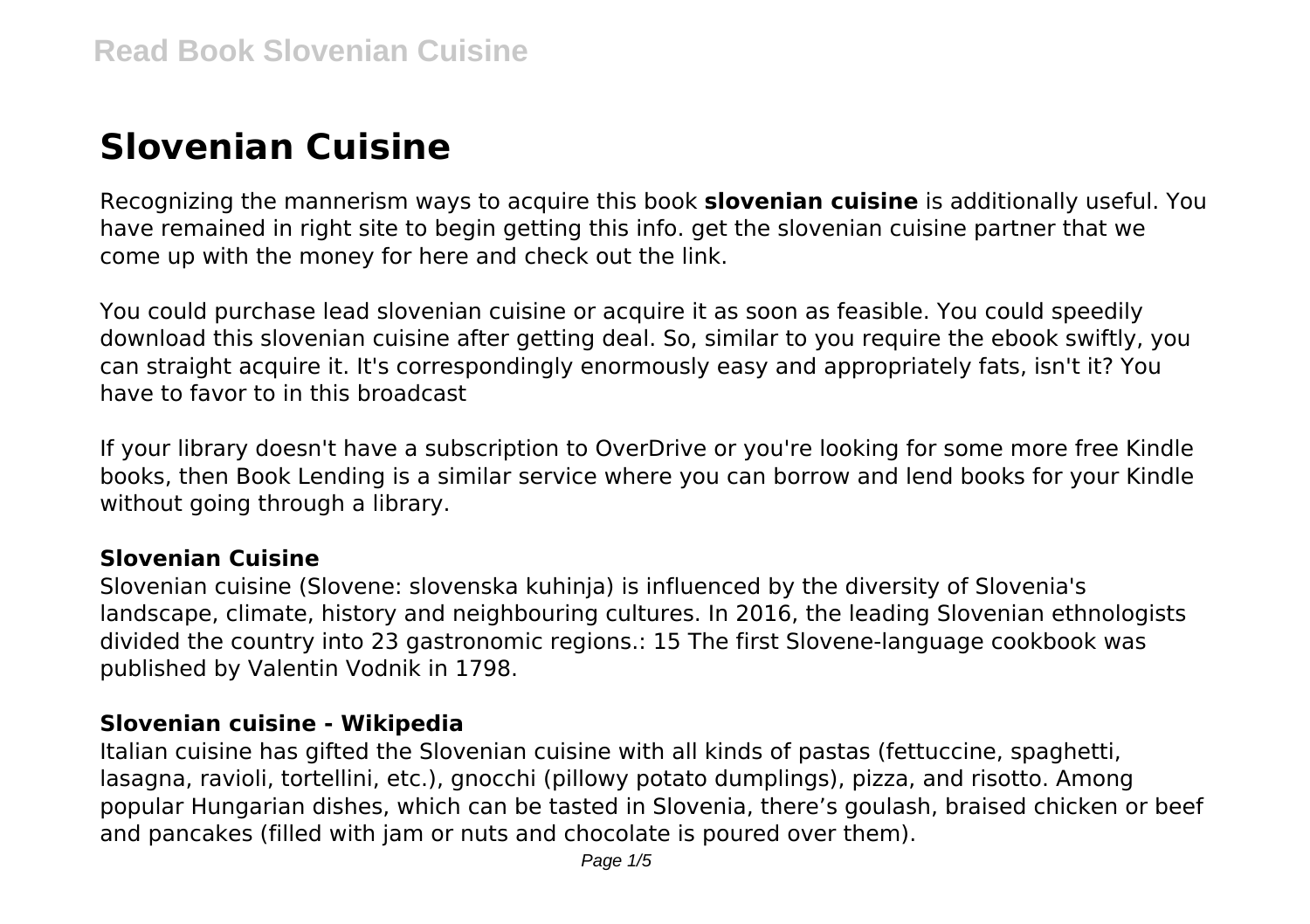# Slovenian Cuisine

Recognizing the mannerism ways to acquire this book **slovenian cuisine** is additionally useful. You have remained in right site to begin getting this info. get the slovenian cuisine partner that we come up with the money for here and check out the link.

You could purchase lead slovenian cuisine or acquire it as soon as feasible. You could speedily download this slovenian cuisine after getting deal. So, similar to you require the ebook swiftly, you can straight acquire it. It's correspondingly enormously easy and appropriately fats, isn't it? You have to favor to in this broadcast

If your library doesn't have a subscription to OverDrive or you're looking for some more free Kindle books, then Book Lending is a similar service where you can borrow and lend books for your Kindle without going through a library.

### Slovenian Cuisine

Slovenian cuisine (Slovene: slovenska kuhinja) is influenced by the diversity of Slovenia's landscape, climate, history and neighbouring cultures. In 2016, the leading Slovenian ethnologists divided the country into 23 gastronomic regions.: 15 The first Slovene-language cookbook was published by Valentin Vodnik in 1798.

### Slovenian cuisine - Wikipedia

Italian cuisine has gifted the Slovenian cuisine with all kinds of pastas (fettuccine, spaghetti, lasagna, ravioli, tortellini, etc.), gnocchi (pillowy potato dumplings), pizza, and risotto. Among popular Hungarian dishes, which can be tasted in Slovenia, there's goulash, braised chicken or beef and pancakes (filled with jam or nuts and chocolate is poured over them).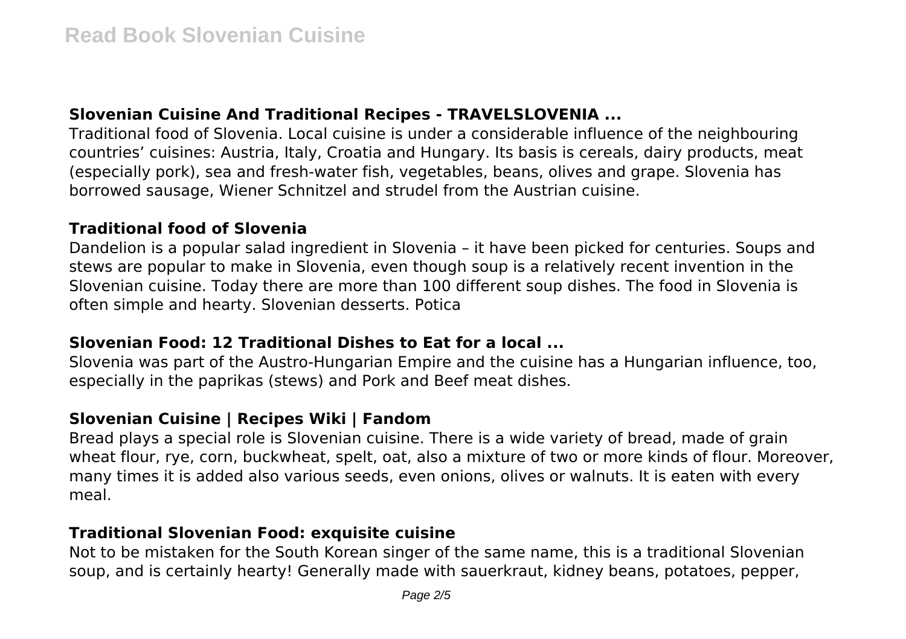## Slovenian Cuisine And Traditional Recipes - TRAVELSLOVENIA ...

Traditional food of Slovenia. Local cuisine is under a considerable influence of the neighbouring countries' cuisines: Austria, Italy, Croatia and Hungary. Its basis is cereals, dairy products, meat (especially pork), sea and fresh-water fish, vegetables, beans, olives and grape. Slovenia has borrowed sausage, Wiener Schnitzel and strudel from the Austrian cuisine.

## Traditional food of Slovenia

Dandelion is a popular salad ingredient in Slovenia – it have been picked for centuries. Soups and stews are popular to make in Slovenia, even though soup is a relatively recent invention in the Slovenian cuisine. Today there are more than 100 different soup dishes. The food in Slovenia is often simple and hearty. Slovenian desserts. Potica

## Slovenian Food: 12 Traditional Dishes to Eat for a local ...

Slovenia was part of the Austro-Hungarian Empire and the cuisine has a Hungarian influence, too, especially in the paprikas (stews) and Pork and Beef meat dishes.

## Slovenian Cuisine | Recipes Wiki | Fandom

Bread plays a special role is Slovenian cuisine. There is a wide variety of bread, made of grain wheat flour, rye, corn, buckwheat, spelt, oat, also a mixture of two or more kinds of flour. Moreover, many times it is added also various seeds, even onions, olives or walnuts. It is eaten with every meal.

## Traditional Slovenian Food: exquisite cuisine

Not to be mistaken for the South Korean singer of the same name, this is a traditional Slovenian soup, and is certainly hearty! Generally made with sauerkraut, kidney beans, potatoes, pepper,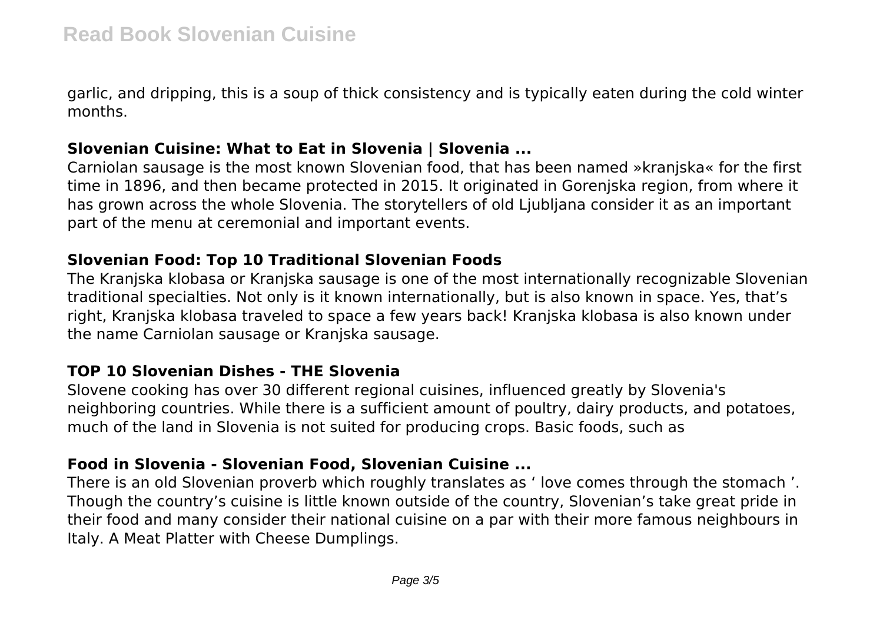garlic, and dripping, this is a soup of thick consistency and is typically eaten during the cold winter months.

### Slovenian Cuisine: What to Eat in Slovenia | Slovenia ...

Carniolan sausage is the most known Slovenian food, that has been named »kranjska« for the first time in 1896, and then became protected in 2015. It originated in Gorenjska region, from where it has grown across the whole Slovenia. The storytellers of old Ljubljana consider it as an important part of the menu at ceremonial and important events.

### Slovenian Food: Top 10 Traditional Slovenian Foods

The Kranjska klobasa or Kranjska sausage is one of the most internationally recognizable Slovenian traditional specialties. Not only is it known internationally, but is also known in space. Yes, that's right, Kranjska klobasa traveled to space a few years back! Kranjska klobasa is also known under the name Carniolan sausage or Kranjska sausage.

### TOP 10 Slovenian Dishes - THE Slovenia

Slovene cooking has over 30 different regional cuisines, influenced greatly by Slovenia's neighboring countries. While there is a sufficient amount of poultry, dairy products, and potatoes, much of the land in Slovenia is not suited for producing crops. Basic foods, such as

### Food in Slovenia - Slovenian Food, Slovenian Cuisine ...

There is an old Slovenian proverb which roughly translates as ' love comes through the stomach '. Though the country's cuisine is little known outside of the country, Slovenian's take great pride in their food and many consider their national cuisine on a par with their more famous neighbours in Italy. A Meat Platter with Cheese Dumplings.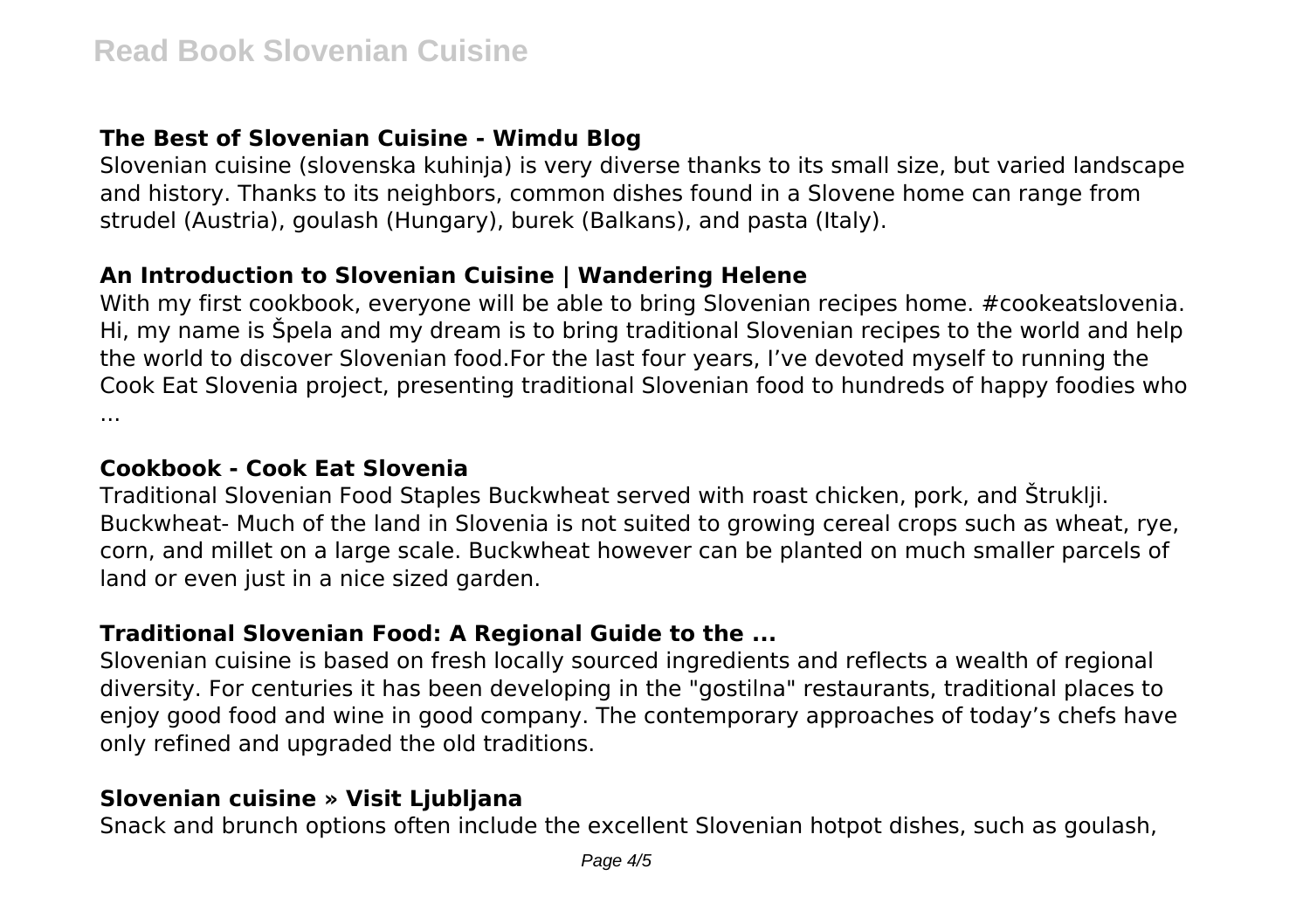### The Best of Slovenian Cuisine - Wimdu Blog

Slovenian cuisine (slovenska kuhinja) is very diverse thanks to its small size, but varied landscape and history. Thanks to its neighbors, common dishes found in a Slovene home can range from strudel (Austria), goulash (Hungary), burek (Balkans), and pasta (Italy).

### An Introduction to Slovenian Cuisine | Wandering Helene

With my first cookbook, everyone will be able to bring Slovenian recipes home. #cookeatslovenia. Hi, my name is Špela and my dream is to bring traditional Slovenian recipes to the world and help the world to discover Slovenian food.For the last four years, I've devoted myself to running the Cook Eat Slovenia project, presenting traditional Slovenian food to hundreds of happy foodies who ...

### Cookbook - Cook Eat Slovenia

Traditional Slovenian Food Staples Buckwheat served with roast chicken, pork, and Štruklji. Buckwheat- Much of the land in Slovenia is not suited to growing cereal crops such as wheat, rye, corn, and millet on a large scale. Buckwheat however can be planted on much smaller parcels of land or even just in a nice sized garden.

### Traditional Slovenian Food: A Regional Guide to the ...

Slovenian cuisine is based on fresh locally sourced ingredients and reflects a wealth of regional diversity. For centuries it has been developing in the "gostilna" restaurants, traditional places to enjoy good food and wine in good company. The contemporary approaches of today's chefs have only refined and upgraded the old traditions.

### Slovenian cuisine » Visit Ljubljana

Snack and brunch options often include the excellent Slovenian hotpot dishes, such as goulash,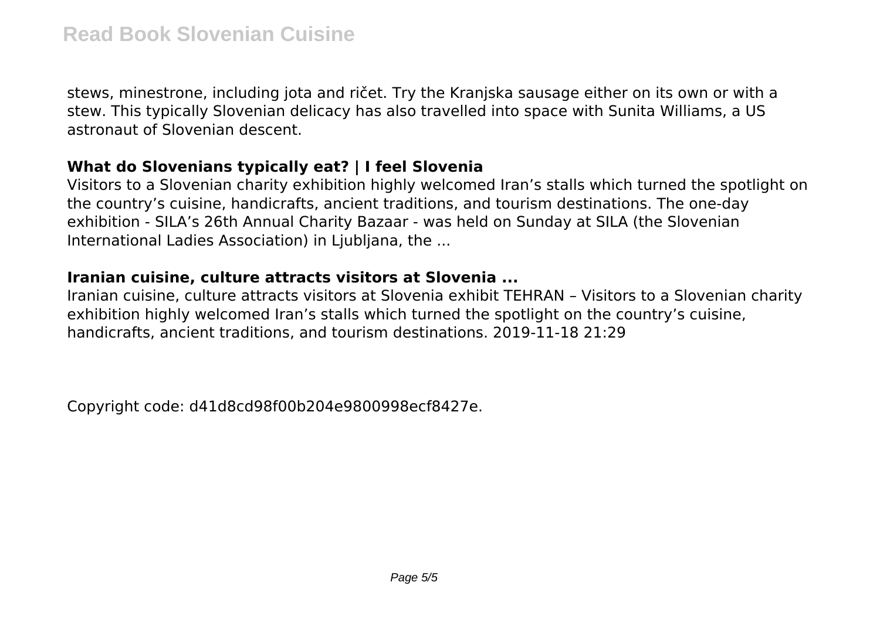stews, minestrone, including jota and ričet. Try the Kranjska sausage either on its own or with a stew. This typically Slovenian delicacy has also travelled into space with Sunita Williams, a US astronaut of Slovenian descent.

**What do Slovenians typically eat? | I feel Slovenia**

Visitors to a Slovenian charity exhibition highly welcomed Iran's stalls which turned the spotlight on the country's cuisine, handicrafts, ancient traditions, and tourism destinations. The one-day exhibition - SILA's 26th Annual Charity Bazaar - was held on Sunday at SILA (the Slovenian International Ladies Association) in Ljubljana, the ...

**Iranian cuisine, culture attracts visitors at Slovenia ...**

Iranian cuisine, culture attracts visitors at Slovenia exhibit TEHRAN – Visitors to a Slovenian charity exhibition highly welcomed Iran's stalls which turned the spotlight on the country's cuisine, handicrafts, ancient traditions, and tourism destinations. 2019-11-18 21:29

Copyright code: d41d8cd98f00b204e9800998ecf8427e.